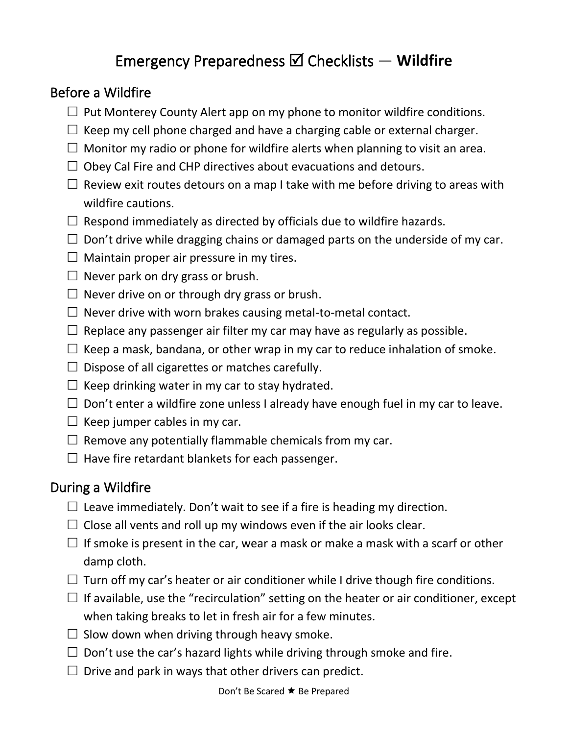# Emergency Preparedness ☑ Checklists — **Wildfire**

## Before a Wildfire

- ☐ Put Monterey County Alert app on my phone to monitor wildfire conditions.
- ☐ Keep my cell phone charged and have a charging cable or external charger.
- ☐ Monitor my radio or phone for wildfire alerts when planning to visit an area.
- ☐ Obey Cal Fire and CHP directives about evacuations and detours.
- ☐ Review exit routes detours on a map I take with me before driving to areas with wildfire cautions.
- ☐ Respond immediately as directed by officials due to wildfire hazards.
- ☐ Don't drive while dragging chains or damaged parts on the underside of my car.
- ☐ Maintain proper air pressure in my tires.
- ☐ Never park on dry grass or brush.
- ☐ Never drive on or through dry grass or brush.
- ☐ Never drive with worn brakes causing metal-to-metal contact.
- ☐ Replace any passenger air filter my car may have as regularly as possible.
- ☐ Keep a mask, bandana, or other wrap in my car to reduce inhalation of smoke.
- ☐ Dispose of all cigarettes or matches carefully.
- ☐ Keep drinking water in my car to stay hydrated.
- ☐ Don't enter a wildfire zone unless I already have enough fuel in my car to leave.
- ☐ Keep jumper cables in my car.
- ☐ Remove any potentially flammable chemicals from my car.
- ☐ Have fire retardant blankets for each passenger.

## During a Wildfire

- ☐ Leave immediately. Don't wait to see if a fire is heading my direction.
- ☐ Close all vents and roll up my windows even if the air looks clear.
- ☐ If smoke is present in the car, wear a mask or make a mask with a scarf or other damp cloth.
- ☐ Turn off my car's heater or air conditioner while I drive though fire conditions.
- ☐ If available, use the "recirculation" setting on the heater or air conditioner, except when taking breaks to let in fresh air for a few minutes.
- ☐ Slow down when driving through heavy smoke.
- ☐ Don't use the car's hazard lights while driving through smoke and fire.
- ☐ Drive and park in ways that other drivers can predict.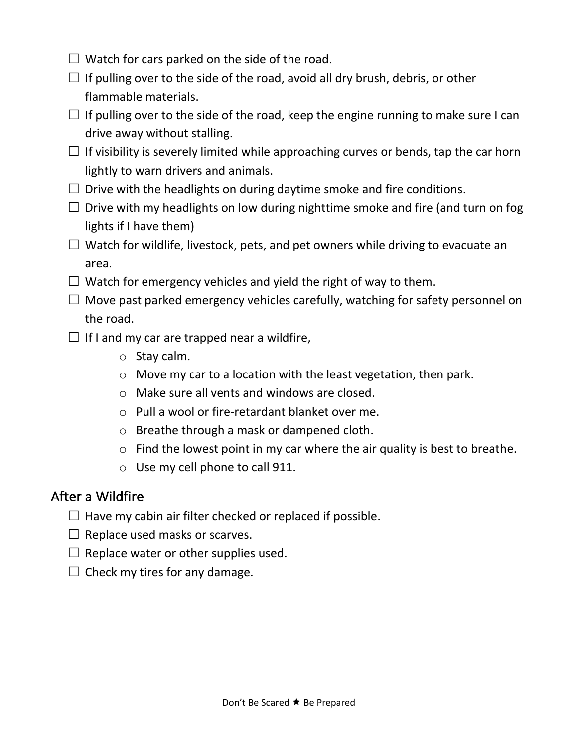- ☐ Watch for cars parked on the side of the road.
- ☐ If pulling over to the side of the road, avoid all dry brush, debris, or other flammable materials.
- ☐ If pulling over to the side of the road, keep the engine running to make sure I can drive away without stalling.
- ☐ If visibility is severely limited while approaching curves or bends, tap the car horn lightly to warn drivers and animals.
- ☐ Drive with the headlights on during daytime smoke and fire conditions.
- ☐ Drive with my headlights on low during nighttime smoke and fire (and turn on fog lights if I have them)
- ☐ Watch for wildlife, livestock, pets, and pet owners while driving to evacuate an area.
- ☐ Watch for emergency vehicles and yield the right of way to them.
- ☐ Move past parked emergency vehicles carefully, watching for safety personnel on the road.
- ☐ If I and my car are trapped near a wildfire,
    - Stay calm.
    - Move my car to a location with the least vegetation, then park.
    - Make sure all vents and windows are closed.
    - Pull a wool or fire-retardant blanket over me.
    - Breathe through a mask or dampened cloth.
    - Find the lowest point in my car where the air quality is best to breathe.
    - Use my cell phone to call 911.

## After a Wildfire

- ☐ Have my cabin air filter checked or replaced if possible.
- ☐ Replace used masks or scarves.
- ☐ Replace water or other supplies used.
- ☐ Check my tires for any damage.